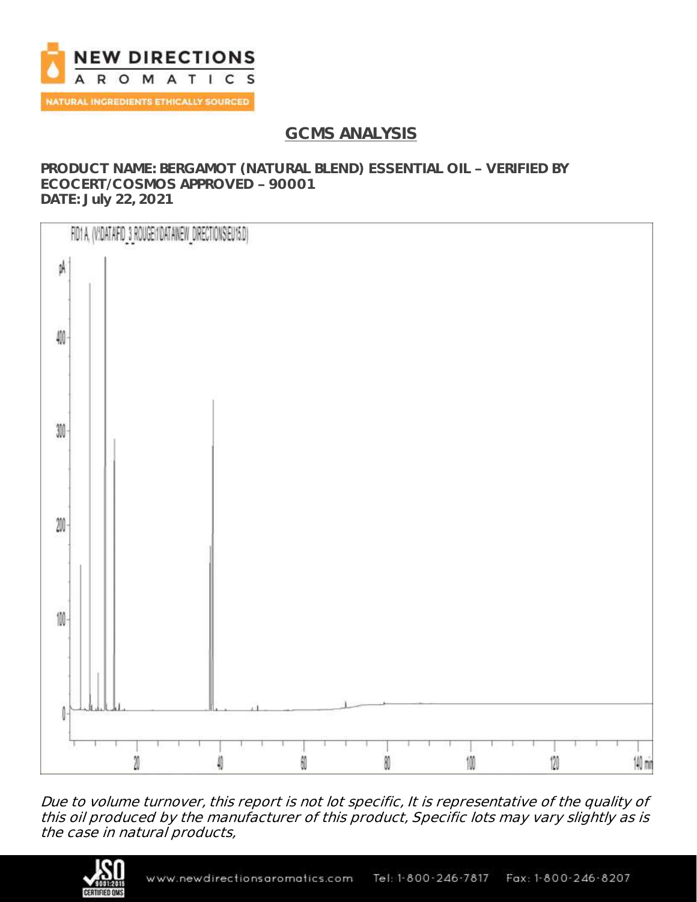# GCMS ANALYSIS

**PRODUCT NAME: BERGAMOT (NATURAL BLEND) ESSENTIAL OIL – VERIFIED BY ECOCERT/COSMOS APPROVED – 90001**
**DATE: July 22, 2021**

*Due to volume turnover, this report is not lot specific, It is representative of the quality of this oil produced by the manufacturer of this product, Specific lots may vary slightly as is the case in natural products,*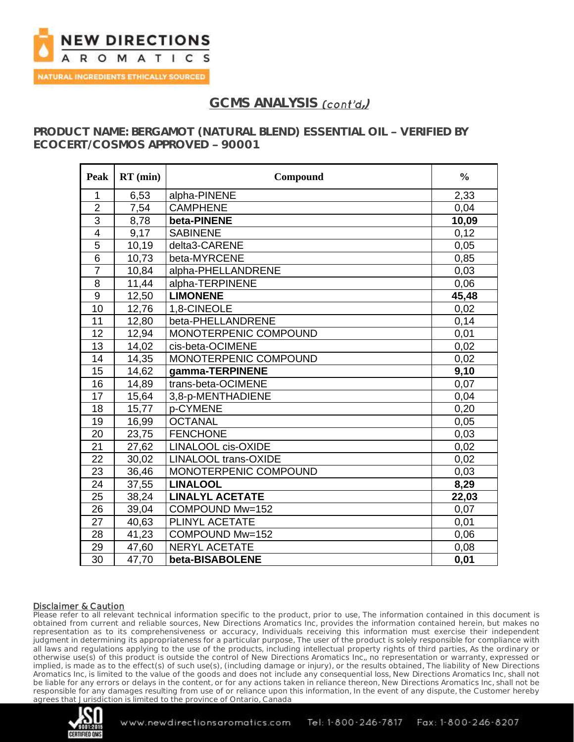## GCMS ANALYSIS *(cont'd,)*

### PRODUCT NAME: BERGAMOT (NATURAL BLEND) ESSENTIAL OIL – VERIFIED BY ECOCERT/COSMOS APPROVED – 90001

| Peak | RT (min) | Compound | % |
|---|---|---|---|
| 1 | 6,53 | alpha-PINENE | 2,33 |
| 2 | 7,54 | CAMPHENE | 0,04 |
| 3 | 8,78 | **beta-PINENE** | **10,09** |
| 4 | 9,17 | SABINENE | 0,12 |
| 5 | 10,19 | delta3-CARENE | 0,05 |
| 6 | 10,73 | beta-MYRCENE | 0,85 |
| 7 | 10,84 | alpha-PHELLANDRENE | 0,03 |
| 8 | 11,44 | alpha-TERPINENE | 0,06 |
| 9 | 12,50 | **LIMONENE** | **45,48** |
| 10 | 12,76 | 1,8-CINEOLE | 0,02 |
| 11 | 12,80 | beta-PHELLANDRENE | 0,14 |
| 12 | 12,94 | MONOTERPENIC COMPOUND | 0,01 |
| 13 | 14,02 | cis-beta-OCIMENE | 0,02 |
| 14 | 14,35 | MONOTERPENIC COMPOUND | 0,02 |
| 15 | 14,62 | **gamma-TERPINENE** | **9,10** |
| 16 | 14,89 | trans-beta-OCIMENE | 0,07 |
| 17 | 15,64 | 3,8-p-MENTHADIENE | 0,04 |
| 18 | 15,77 | p-CYMENE | 0,20 |
| 19 | 16,99 | OCTANAL | 0,05 |
| 20 | 23,75 | FENCHONE | 0,03 |
| 21 | 27,62 | LINALOOL cis-OXIDE | 0,02 |
| 22 | 30,02 | LINALOOL trans-OXIDE | 0,02 |
| 23 | 36,46 | MONOTERPENIC COMPOUND | 0,03 |
| 24 | 37,55 | **LINALOOL** | **8,29** |
| 25 | 38,24 | **LINALYL ACETATE** | **22,03** |
| 26 | 39,04 | COMPOUND Mw=152 | 0,07 |
| 27 | 40,63 | PLINYL ACETATE | 0,01 |
| 28 | 41,23 | COMPOUND Mw=152 | 0,06 |
| 29 | 47,60 | NERYL ACETATE | 0,08 |
| 30 | 47,70 | **beta-BISABOLENE** | **0,01** |

**Disclaimer & Caution**

Please refer to all relevant technical information specific to the product, prior to use, The information contained in this document is obtained from current and reliable sources, New Directions Aromatics Inc, provides the information contained herein, but makes no representation as to its comprehensiveness or accuracy, Individuals receiving this information must exercise their independent judgment in determining its appropriateness for a particular purpose, The user of the product is solely responsible for compliance with all laws and regulations applying to the use of the products, including intellectual property rights of third parties, As the ordinary or otherwise use(s) of this product is outside the control of New Directions Aromatics Inc,, no representation or warranty, expressed or implied, is made as to the effect(s) of such use(s), (including damage or injury), or the results obtained, The liability of New Directions Aromatics Inc, is limited to the value of the goods and does not include any consequential loss, New Directions Aromatics Inc, shall not be liable for any errors or delays in the content, or for any actions taken in reliance thereon, New Directions Aromatics Inc, shall not be responsible for any damages resulting from use of or reliance upon this information, In the event of any dispute, the Customer hereby agrees that Jurisdiction is limited to the province of Ontario, Canada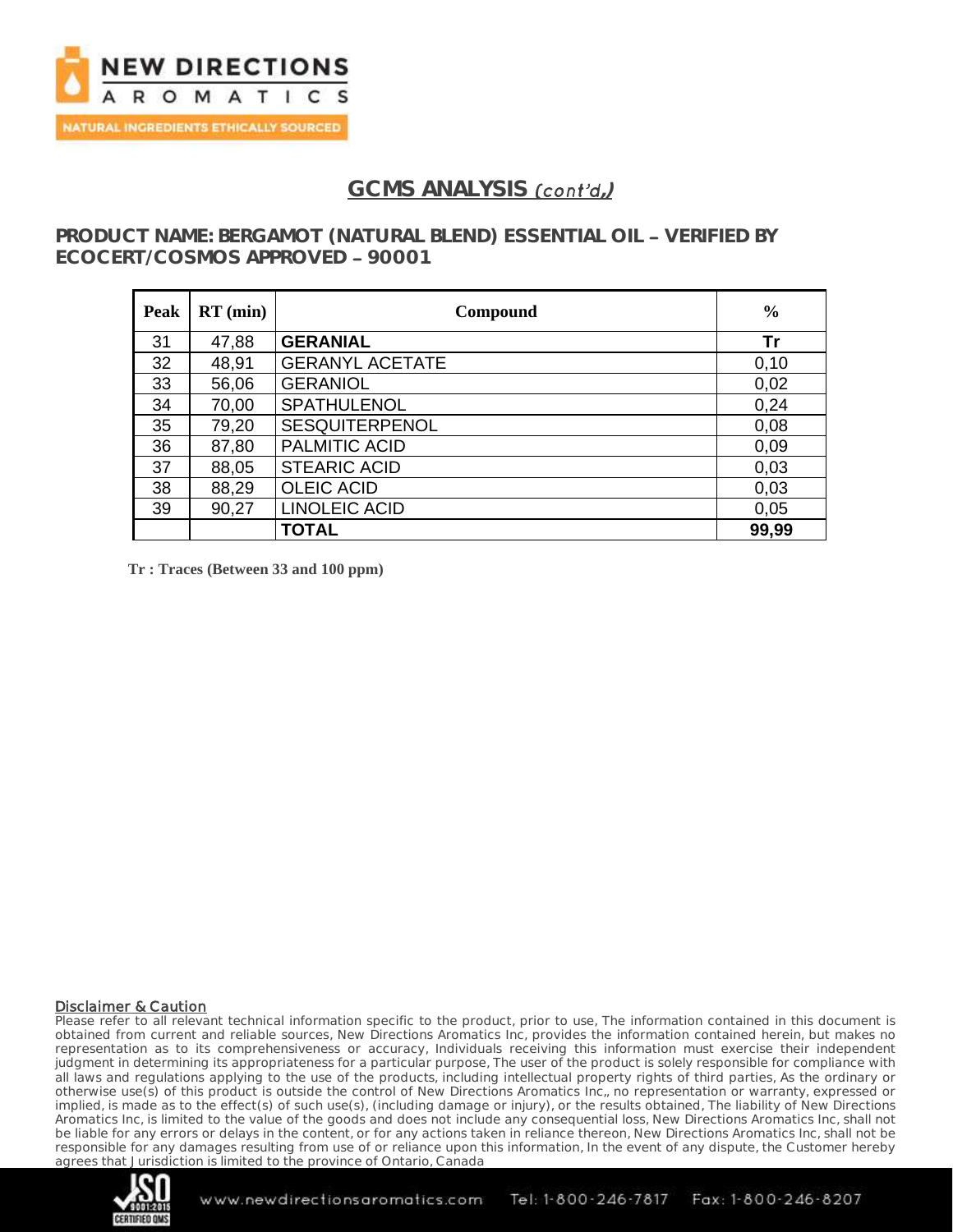NEW DIRECTIONS AROMATICS

NATURAL INGREDIENTS ETHICALLY SOURCED

## GCMS ANALYSIS *(cont'd,)*

### PRODUCT NAME: BERGAMOT (NATURAL BLEND) ESSENTIAL OIL – VERIFIED BY ECOCERT/COSMOS APPROVED – 90001

| Peak | RT (min) | Compound | % |
|---|---|---|---|
| 31 | 47,88 | **GERANIAL** | **Tr** |
| 32 | 48,91 | GERANYL ACETATE | 0,10 |
| 33 | 56,06 | GERANIOL | 0,02 |
| 34 | 70,00 | SPATHULENOL | 0,24 |
| 35 | 79,20 | SESQUITERPENOL | 0,08 |
| 36 | 87,80 | PALMITIC ACID | 0,09 |
| 37 | 88,05 | STEARIC ACID | 0,03 |
| 38 | 88,29 | OLEIC ACID | 0,03 |
| 39 | 90,27 | LINOLEIC ACID | 0,05 |
| | | **TOTAL** | **99,99** |

**Tr : Traces (Between 33 and 100 ppm)**

#### Disclaimer & Caution

Please refer to all relevant technical information specific to the product, prior to use, The information contained in this document is obtained from current and reliable sources, New Directions Aromatics Inc, provides the information contained herein, but makes no representation as to its comprehensiveness or accuracy, Individuals receiving this information must exercise their independent judgment in determining its appropriateness for a particular purpose, The user of the product is solely responsible for compliance with all laws and regulations applying to the use of the products, including intellectual property rights of third parties, As the ordinary or otherwise use(s) of this product is outside the control of New Directions Aromatics Inc,, no representation or warranty, expressed or implied, is made as to the effect(s) of such use(s), (including damage or injury), or the results obtained, The liability of New Directions Aromatics Inc, is limited to the value of the goods and does not include any consequential loss, New Directions Aromatics Inc, shall not be liable for any errors or delays in the content, or for any actions taken in reliance thereon, New Directions Aromatics Inc, shall not be responsible for any damages resulting from use of or reliance upon this information, In the event of any dispute, the Customer hereby agrees that Jurisdiction is limited to the province of Ontario, Canada

ISO 9001:2015 CERTIFIED QMS

www.newdirectionsaromatics.com Tel: 1-800-246-7817 Fax: 1-800-246-8207